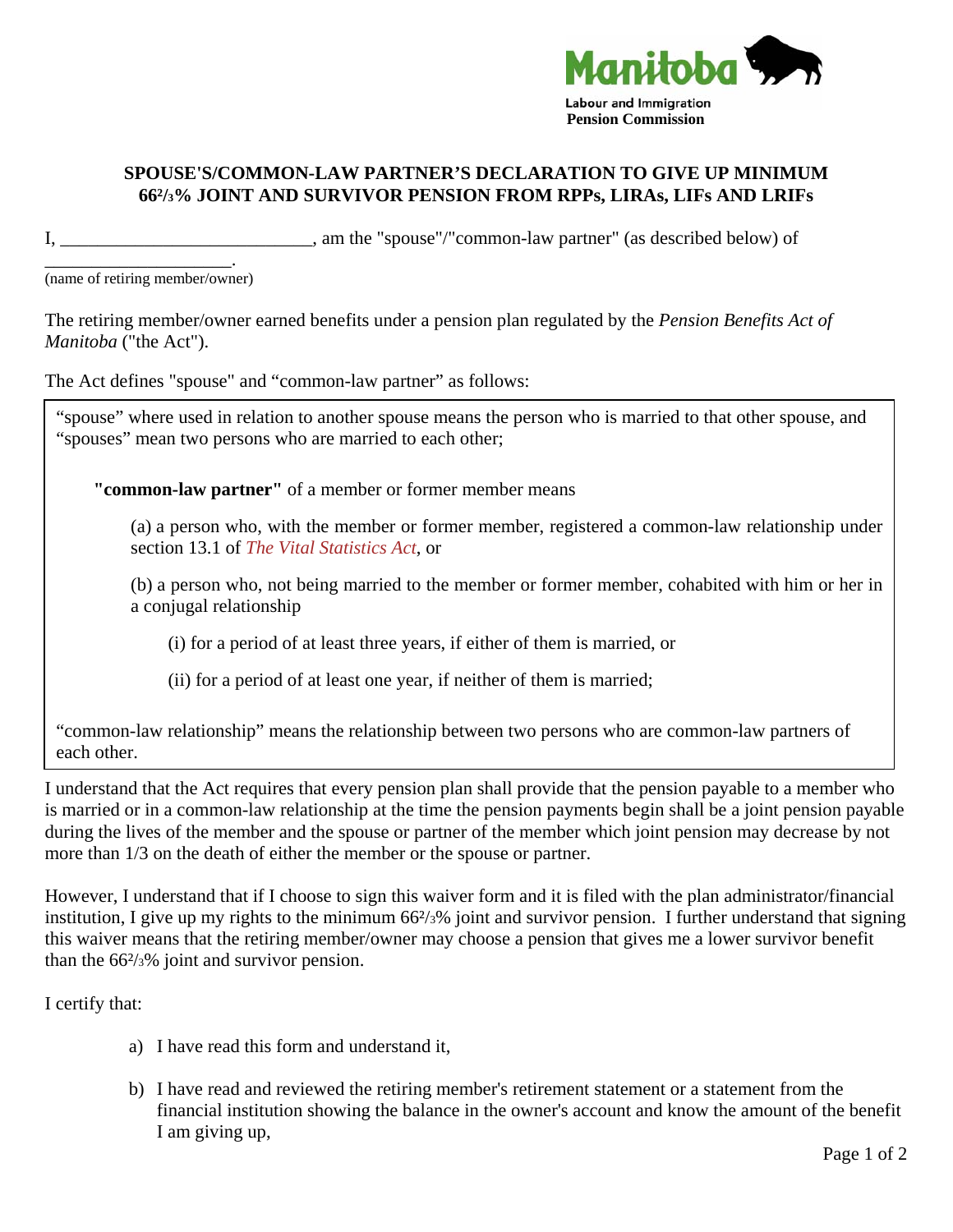Manitoba

Labour and Immigration
**Pension Commission**

## SPOUSE'S/COMMON-LAW PARTNER'S DECLARATION TO GIVE UP MINIMUM 66²/₃% JOINT AND SURVIVOR PENSION FROM RPPs, LIRAs, LIFs AND LRIFs

I, ___________________________, am the "spouse"/"common-law partner" (as described below) of _____________________.
(name of retiring member/owner)

The retiring member/owner earned benefits under a pension plan regulated by the *Pension Benefits Act of Manitoba* ("the Act").

The Act defines "spouse" and "common-law partner" as follows:

> "spouse" where used in relation to another spouse means the person who is married to that other spouse, and "spouses" mean two persons who are married to each other;
>
> **"common-law partner"** of a member or former member means
>
> (a) a person who, with the member or former member, registered a common-law relationship under section 13.1 of *The Vital Statistics Act*, or
>
> (b) a person who, not being married to the member or former member, cohabited with him or her in a conjugal relationship
>
> (i) for a period of at least three years, if either of them is married, or
>
> (ii) for a period of at least one year, if neither of them is married;
>
> "common-law relationship" means the relationship between two persons who are common-law partners of each other.

I understand that the Act requires that every pension plan shall provide that the pension payable to a member who is married or in a common-law relationship at the time the pension payments begin shall be a joint pension payable during the lives of the member and the spouse or partner of the member which joint pension may decrease by not more than 1/3 on the death of either the member or the spouse or partner.

However, I understand that if I choose to sign this waiver form and it is filed with the plan administrator/financial institution, I give up my rights to the minimum 66²/₃% joint and survivor pension. I further understand that signing this waiver means that the retiring member/owner may choose a pension that gives me a lower survivor benefit than the 66²/₃% joint and survivor pension.

I certify that:

a) I have read this form and understand it,

b) I have read and reviewed the retiring member's retirement statement or a statement from the financial institution showing the balance in the owner's account and know the amount of the benefit I am giving up,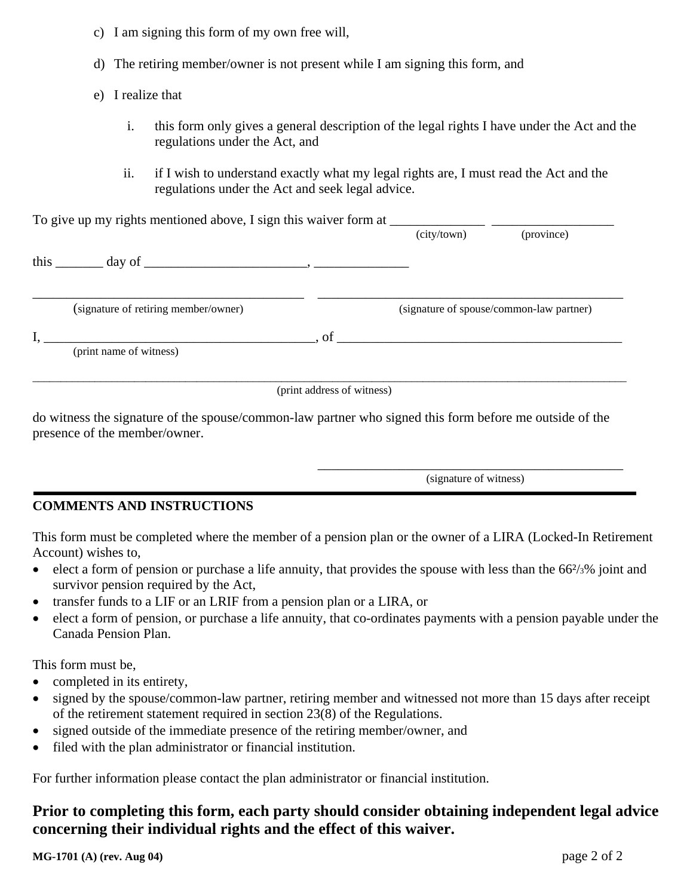c) I am signing this form of my own free will,

d) The retiring member/owner is not present while I am signing this form, and

e) I realize that

   i. this form only gives a general description of the legal rights I have under the Act and the regulations under the Act, and

   ii. if I wish to understand exactly what my legal rights are, I must read the Act and the regulations under the Act and seek legal advice.

To give up my rights mentioned above, I sign this waiver form at ______________ (city/town) __________________ (province)

this _______ day of ________________________, ______________

_________________________________________ (signature of retiring member/owner)

_______________________________________________ (signature of spouse/common-law partner)

I, _________________________________________ (print name of witness), of _____________________________________________

_______________________________________________________________________________________________ (print address of witness)

do witness the signature of the spouse/common-law partner who signed this form before me outside of the presence of the member/owner.

_______________________________________________ (signature of witness)

**COMMENTS AND INSTRUCTIONS**

This form must be completed where the member of a pension plan or the owner of a LIRA (Locked-In Retirement Account) wishes to,

- elect a form of pension or purchase a life annuity, that provides the spouse with less than the 66²/₃% joint and survivor pension required by the Act,
- transfer funds to a LIF or an LRIF from a pension plan or a LIRA, or
- elect a form of pension, or purchase a life annuity, that co-ordinates payments with a pension payable under the Canada Pension Plan.

This form must be,

- completed in its entirety,
- signed by the spouse/common-law partner, retiring member and witnessed not more than 15 days after receipt of the retirement statement required in section 23(8) of the Regulations.
- signed outside of the immediate presence of the retiring member/owner, and
- filed with the plan administrator or financial institution.

For further information please contact the plan administrator or financial institution.

## Prior to completing this form, each party should consider obtaining independent legal advice concerning their individual rights and the effect of this waiver.

**MG-1701 (A) (rev. Aug 04)**